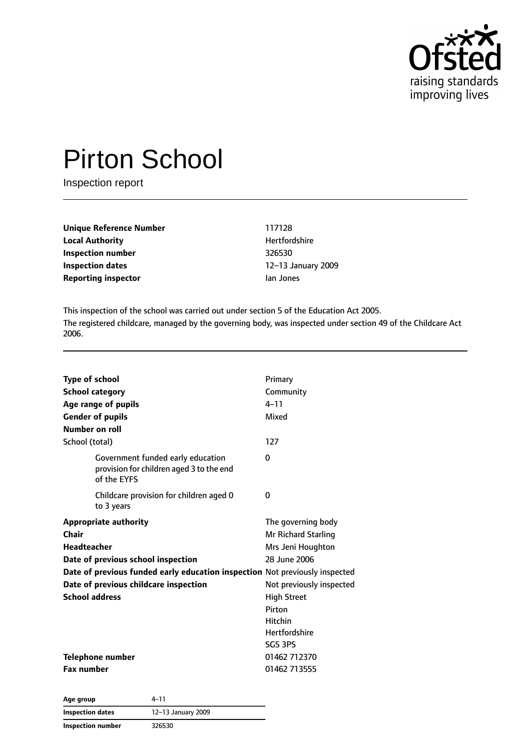# Pirton School

Inspection report

| | |
|---|---|
| **Unique Reference Number** | 117128 |
| **Local Authority** | Hertfordshire |
| **Inspection number** | 326530 |
| **Inspection dates** | 12–13 January 2009 |
| **Reporting inspector** | Ian Jones |

This inspection of the school was carried out under section 5 of the Education Act 2005.

The registered childcare, managed by the governing body, was inspected under section 49 of the Childcare Act 2006.

| | |
|---|---|
| **Type of school** | Primary |
| **School category** | Community |
| **Age range of pupils** | 4–11 |
| **Gender of pupils** | Mixed |
| **Number on roll** | |
| School (total) | 127 |
| Government funded early education provision for children aged 3 to the end of the EYFS | 0 |
| Childcare provision for children aged 0 to 3 years | 0 |
| **Appropriate authority** | The governing body |
| **Chair** | Mr Richard Starling |
| **Headteacher** | Mrs Jeni Houghton |
| **Date of previous school inspection** | 28 June 2006 |
| **Date of previous funded early education inspection** | Not previously inspected |
| **Date of previous childcare inspection** | Not previously inspected |
| **School address** | High Street<br>Pirton<br>Hitchin<br>Hertfordshire<br>SG5 3PS |
| **Telephone number** | 01462 712370 |
| **Fax number** | 01462 713555 |

| | |
|---|---|
| **Age group** | 4–11 |
| **Inspection dates** | 12–13 January 2009 |
| **Inspection number** | 326530 |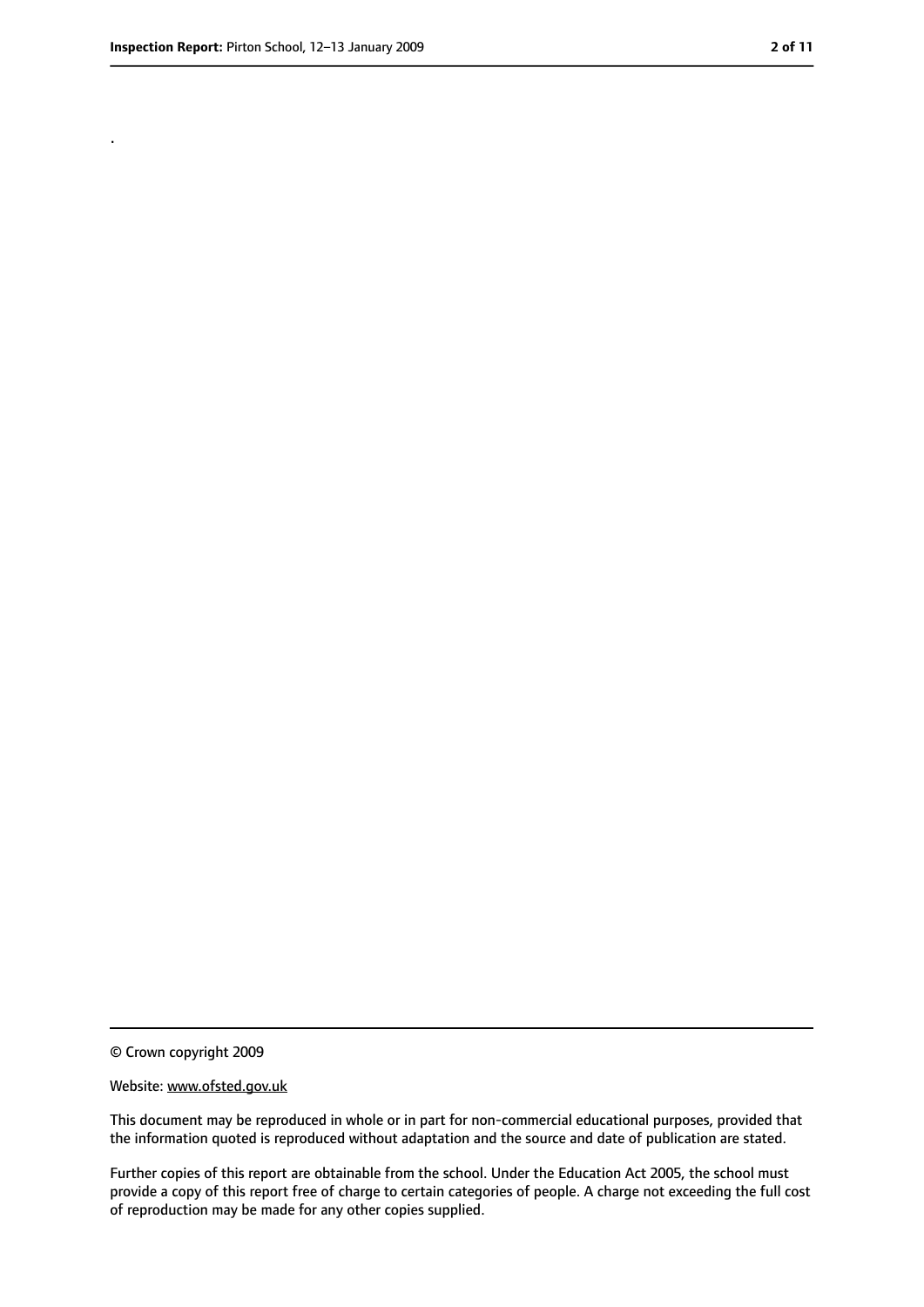.

© Crown copyright 2009

Website: www.ofsted.gov.uk

This document may be reproduced in whole or in part for non-commercial educational purposes, provided that the information quoted is reproduced without adaptation and the source and date of publication are stated.

Further copies of this report are obtainable from the school. Under the Education Act 2005, the school must provide a copy of this report free of charge to certain categories of people. A charge not exceeding the full cost of reproduction may be made for any other copies supplied.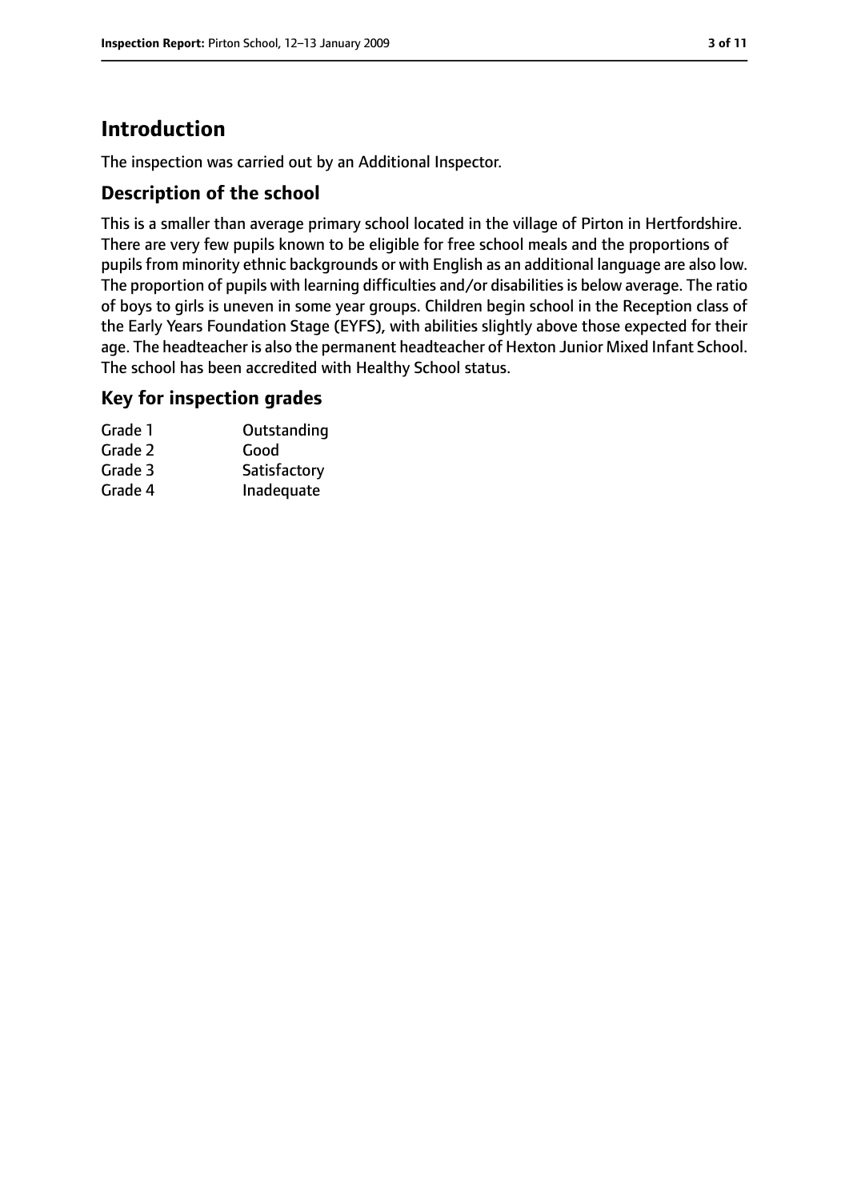# Introduction

The inspection was carried out by an Additional Inspector.

## Description of the school

This is a smaller than average primary school located in the village of Pirton in Hertfordshire. There are very few pupils known to be eligible for free school meals and the proportions of pupils from minority ethnic backgrounds or with English as an additional language are also low. The proportion of pupils with learning difficulties and/or disabilities is below average. The ratio of boys to girls is uneven in some year groups. Children begin school in the Reception class of the Early Years Foundation Stage (EYFS), with abilities slightly above those expected for their age. The headteacher is also the permanent headteacher of Hexton Junior Mixed Infant School. The school has been accredited with Healthy School status.

## Key for inspection grades

| | |
|---|---|
| Grade 1 | Outstanding |
| Grade 2 | Good |
| Grade 3 | Satisfactory |
| Grade 4 | Inadequate |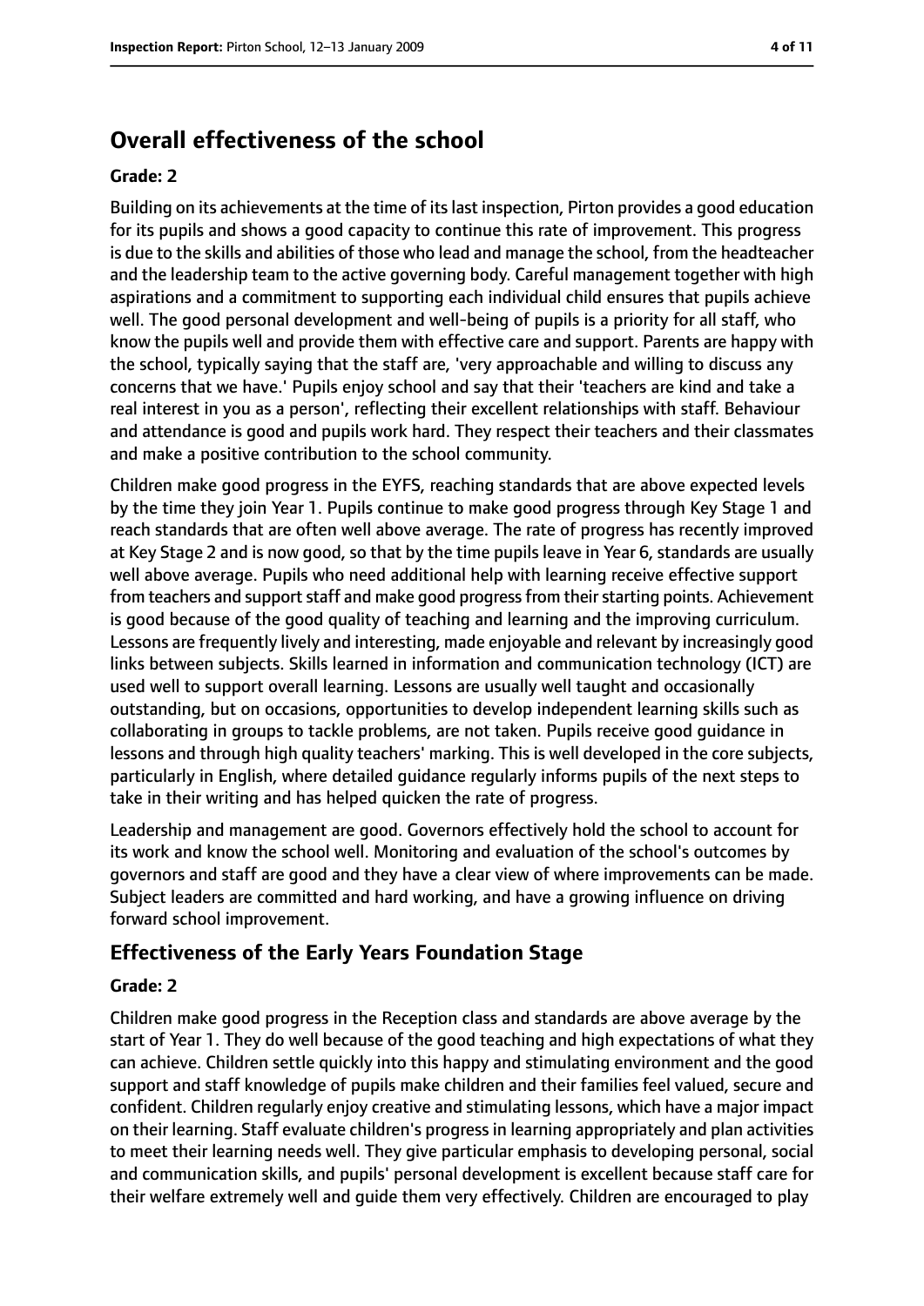## Overall effectiveness of the school

**Grade: 2**

Building on its achievements at the time of its last inspection, Pirton provides a good education for its pupils and shows a good capacity to continue this rate of improvement. This progress is due to the skills and abilities of those who lead and manage the school, from the headteacher and the leadership team to the active governing body. Careful management together with high aspirations and a commitment to supporting each individual child ensures that pupils achieve well. The good personal development and well-being of pupils is a priority for all staff, who know the pupils well and provide them with effective care and support. Parents are happy with the school, typically saying that the staff are, 'very approachable and willing to discuss any concerns that we have.' Pupils enjoy school and say that their 'teachers are kind and take a real interest in you as a person', reflecting their excellent relationships with staff. Behaviour and attendance is good and pupils work hard. They respect their teachers and their classmates and make a positive contribution to the school community.

Children make good progress in the EYFS, reaching standards that are above expected levels by the time they join Year 1. Pupils continue to make good progress through Key Stage 1 and reach standards that are often well above average. The rate of progress has recently improved at Key Stage 2 and is now good, so that by the time pupils leave in Year 6, standards are usually well above average. Pupils who need additional help with learning receive effective support from teachers and support staff and make good progress from their starting points. Achievement is good because of the good quality of teaching and learning and the improving curriculum. Lessons are frequently lively and interesting, made enjoyable and relevant by increasingly good links between subjects. Skills learned in information and communication technology (ICT) are used well to support overall learning. Lessons are usually well taught and occasionally outstanding, but on occasions, opportunities to develop independent learning skills such as collaborating in groups to tackle problems, are not taken. Pupils receive good guidance in lessons and through high quality teachers' marking. This is well developed in the core subjects, particularly in English, where detailed guidance regularly informs pupils of the next steps to take in their writing and has helped quicken the rate of progress.

Leadership and management are good. Governors effectively hold the school to account for its work and know the school well. Monitoring and evaluation of the school's outcomes by governors and staff are good and they have a clear view of where improvements can be made. Subject leaders are committed and hard working, and have a growing influence on driving forward school improvement.

## Effectiveness of the Early Years Foundation Stage

**Grade: 2**

Children make good progress in the Reception class and standards are above average by the start of Year 1. They do well because of the good teaching and high expectations of what they can achieve. Children settle quickly into this happy and stimulating environment and the good support and staff knowledge of pupils make children and their families feel valued, secure and confident. Children regularly enjoy creative and stimulating lessons, which have a major impact on their learning. Staff evaluate children's progress in learning appropriately and plan activities to meet their learning needs well. They give particular emphasis to developing personal, social and communication skills, and pupils' personal development is excellent because staff care for their welfare extremely well and guide them very effectively. Children are encouraged to play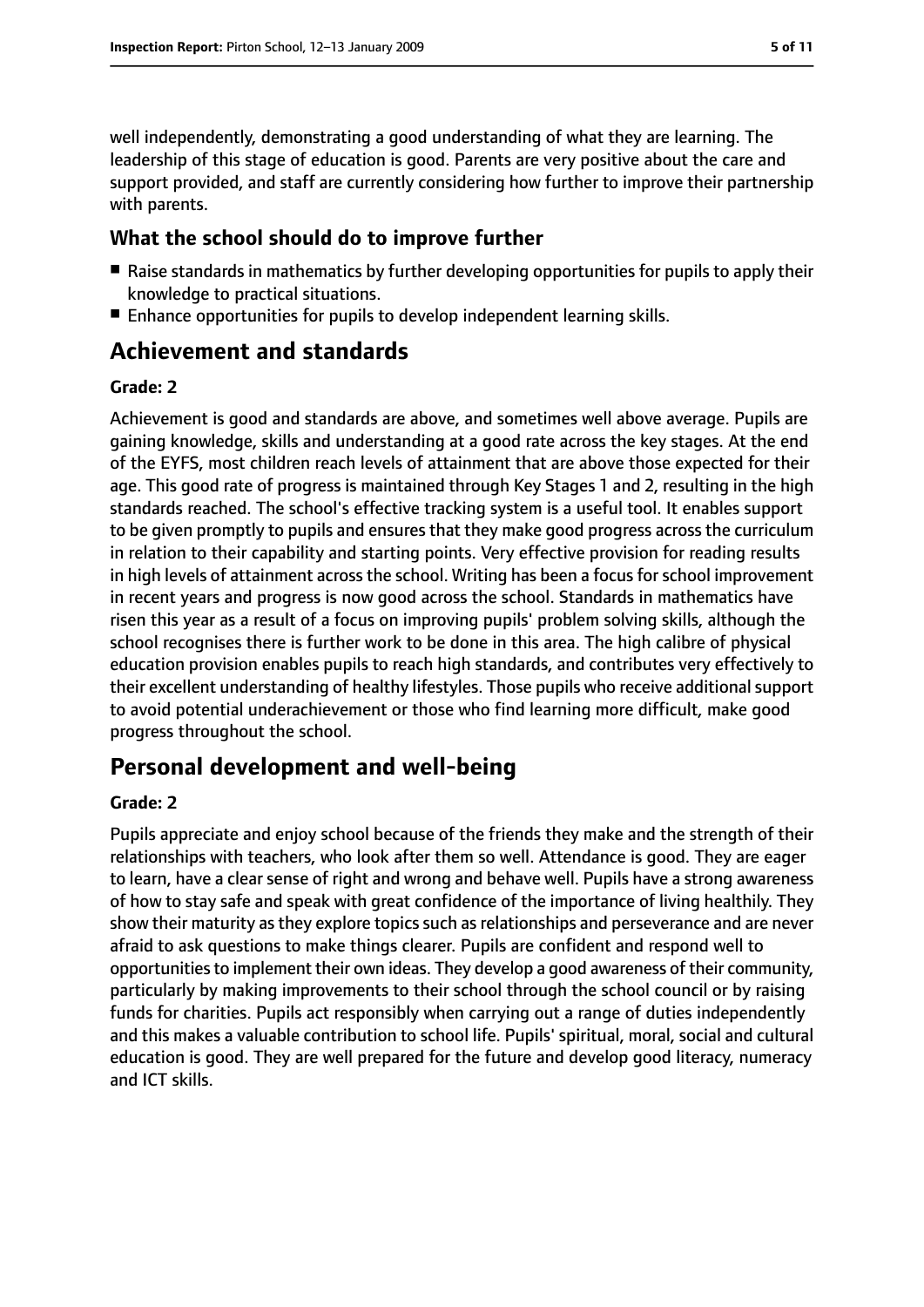well independently, demonstrating a good understanding of what they are learning. The leadership of this stage of education is good. Parents are very positive about the care and support provided, and staff are currently considering how further to improve their partnership with parents.

### What the school should do to improve further

- Raise standards in mathematics by further developing opportunities for pupils to apply their knowledge to practical situations.
- Enhance opportunities for pupils to develop independent learning skills.

## Achievement and standards

**Grade: 2**

Achievement is good and standards are above, and sometimes well above average. Pupils are gaining knowledge, skills and understanding at a good rate across the key stages. At the end of the EYFS, most children reach levels of attainment that are above those expected for their age. This good rate of progress is maintained through Key Stages 1 and 2, resulting in the high standards reached. The school's effective tracking system is a useful tool. It enables support to be given promptly to pupils and ensures that they make good progress across the curriculum in relation to their capability and starting points. Very effective provision for reading results in high levels of attainment across the school. Writing has been a focus for school improvement in recent years and progress is now good across the school. Standards in mathematics have risen this year as a result of a focus on improving pupils' problem solving skills, although the school recognises there is further work to be done in this area. The high calibre of physical education provision enables pupils to reach high standards, and contributes very effectively to their excellent understanding of healthy lifestyles. Those pupils who receive additional support to avoid potential underachievement or those who find learning more difficult, make good progress throughout the school.

## Personal development and well-being

**Grade: 2**

Pupils appreciate and enjoy school because of the friends they make and the strength of their relationships with teachers, who look after them so well. Attendance is good. They are eager to learn, have a clear sense of right and wrong and behave well. Pupils have a strong awareness of how to stay safe and speak with great confidence of the importance of living healthily. They show their maturity as they explore topics such as relationships and perseverance and are never afraid to ask questions to make things clearer. Pupils are confident and respond well to opportunities to implement their own ideas. They develop a good awareness of their community, particularly by making improvements to their school through the school council or by raising funds for charities. Pupils act responsibly when carrying out a range of duties independently and this makes a valuable contribution to school life. Pupils' spiritual, moral, social and cultural education is good. They are well prepared for the future and develop good literacy, numeracy and ICT skills.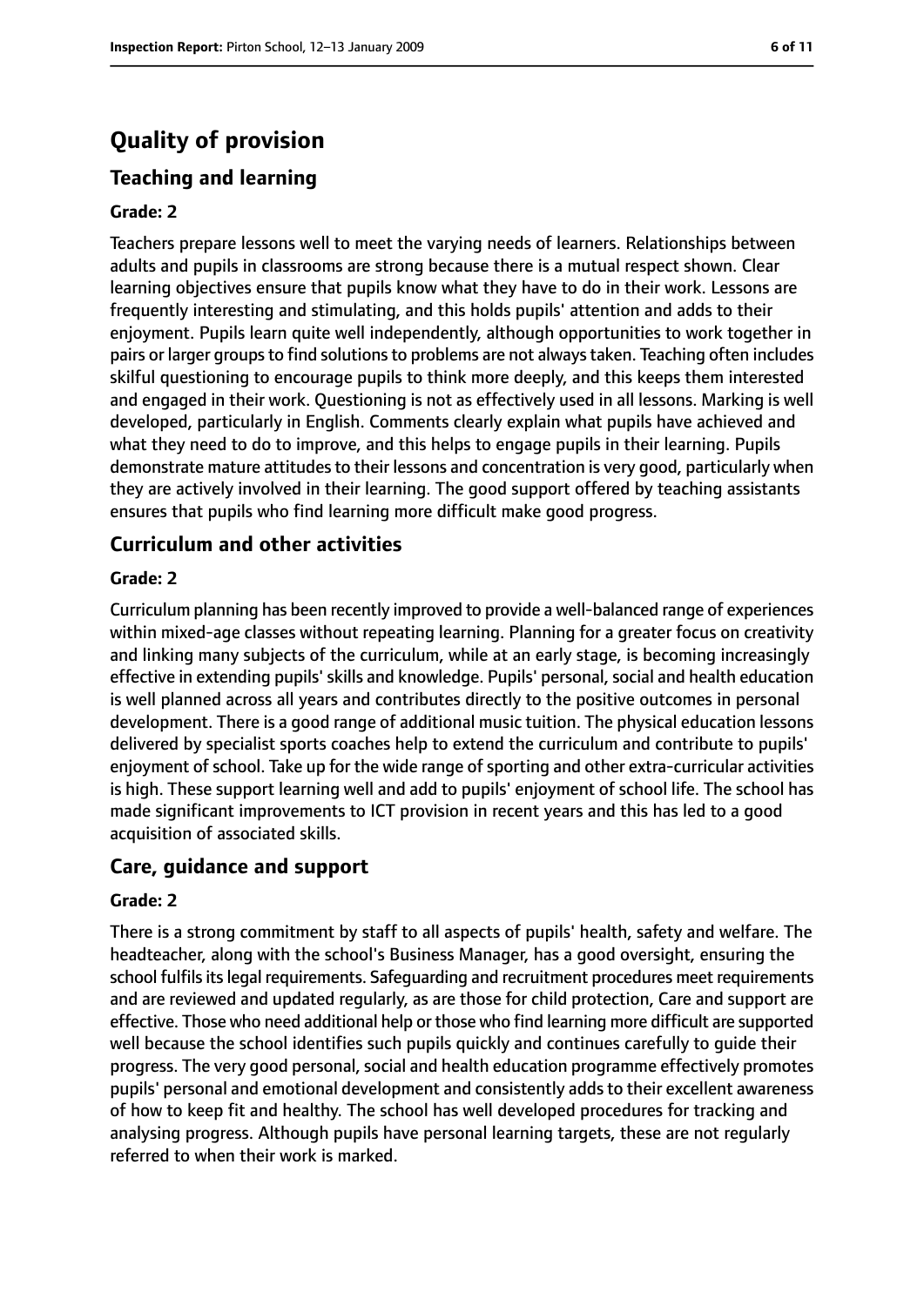# Quality of provision

## Teaching and learning

### Grade: 2

Teachers prepare lessons well to meet the varying needs of learners. Relationships between adults and pupils in classrooms are strong because there is a mutual respect shown. Clear learning objectives ensure that pupils know what they have to do in their work. Lessons are frequently interesting and stimulating, and this holds pupils' attention and adds to their enjoyment. Pupils learn quite well independently, although opportunities to work together in pairs or larger groups to find solutions to problems are not always taken. Teaching often includes skilful questioning to encourage pupils to think more deeply, and this keeps them interested and engaged in their work. Questioning is not as effectively used in all lessons. Marking is well developed, particularly in English. Comments clearly explain what pupils have achieved and what they need to do to improve, and this helps to engage pupils in their learning. Pupils demonstrate mature attitudes to their lessons and concentration is very good, particularly when they are actively involved in their learning. The good support offered by teaching assistants ensures that pupils who find learning more difficult make good progress.

## Curriculum and other activities

### Grade: 2

Curriculum planning has been recently improved to provide a well-balanced range of experiences within mixed-age classes without repeating learning. Planning for a greater focus on creativity and linking many subjects of the curriculum, while at an early stage, is becoming increasingly effective in extending pupils' skills and knowledge. Pupils' personal, social and health education is well planned across all years and contributes directly to the positive outcomes in personal development. There is a good range of additional music tuition. The physical education lessons delivered by specialist sports coaches help to extend the curriculum and contribute to pupils' enjoyment of school. Take up for the wide range of sporting and other extra-curricular activities is high. These support learning well and add to pupils' enjoyment of school life. The school has made significant improvements to ICT provision in recent years and this has led to a good acquisition of associated skills.

## Care, guidance and support

### Grade: 2

There is a strong commitment by staff to all aspects of pupils' health, safety and welfare. The headteacher, along with the school's Business Manager, has a good oversight, ensuring the school fulfils its legal requirements. Safeguarding and recruitment procedures meet requirements and are reviewed and updated regularly, as are those for child protection, Care and support are effective. Those who need additional help or those who find learning more difficult are supported well because the school identifies such pupils quickly and continues carefully to guide their progress. The very good personal, social and health education programme effectively promotes pupils' personal and emotional development and consistently adds to their excellent awareness of how to keep fit and healthy. The school has well developed procedures for tracking and analysing progress. Although pupils have personal learning targets, these are not regularly referred to when their work is marked.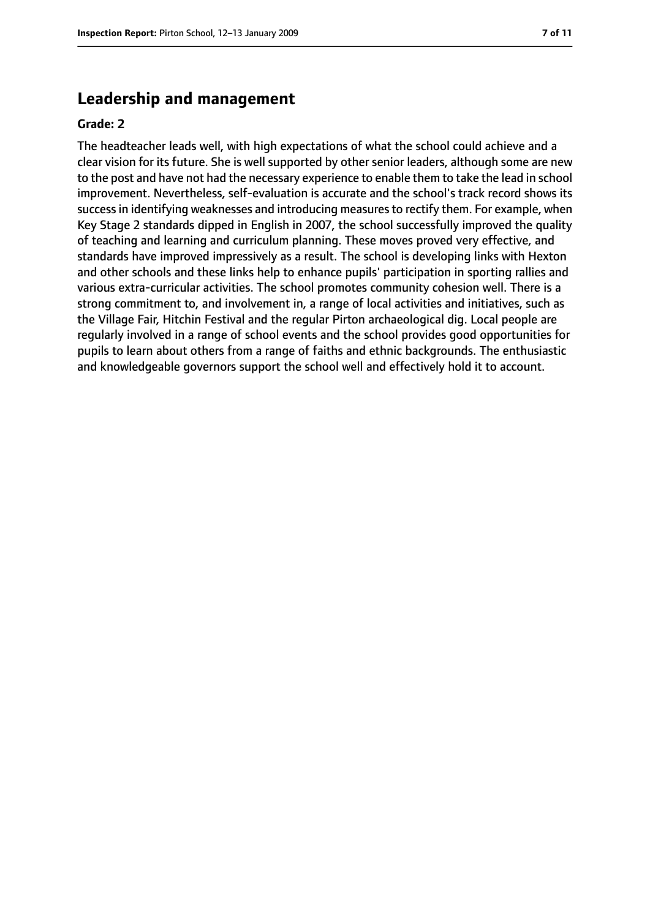## Leadership and management

**Grade: 2**

The headteacher leads well, with high expectations of what the school could achieve and a clear vision for its future. She is well supported by other senior leaders, although some are new to the post and have not had the necessary experience to enable them to take the lead in school improvement. Nevertheless, self-evaluation is accurate and the school's track record shows its success in identifying weaknesses and introducing measures to rectify them. For example, when Key Stage 2 standards dipped in English in 2007, the school successfully improved the quality of teaching and learning and curriculum planning. These moves proved very effective, and standards have improved impressively as a result. The school is developing links with Hexton and other schools and these links help to enhance pupils' participation in sporting rallies and various extra-curricular activities. The school promotes community cohesion well. There is a strong commitment to, and involvement in, a range of local activities and initiatives, such as the Village Fair, Hitchin Festival and the regular Pirton archaeological dig. Local people are regularly involved in a range of school events and the school provides good opportunities for pupils to learn about others from a range of faiths and ethnic backgrounds. The enthusiastic and knowledgeable governors support the school well and effectively hold it to account.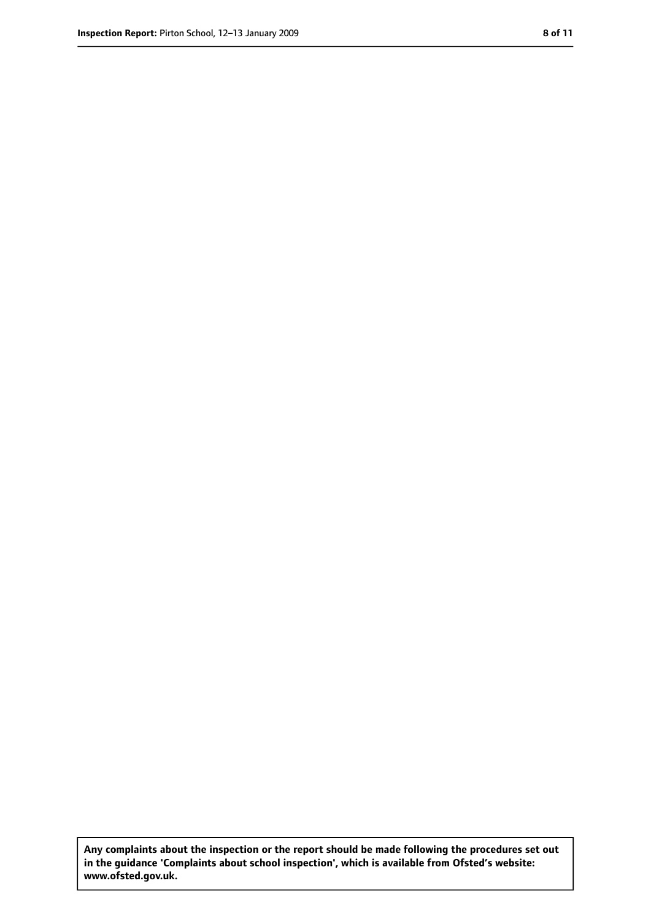**Any complaints about the inspection or the report should be made following the procedures set out in the guidance 'Complaints about school inspection', which is available from Ofsted's website: www.ofsted.gov.uk.**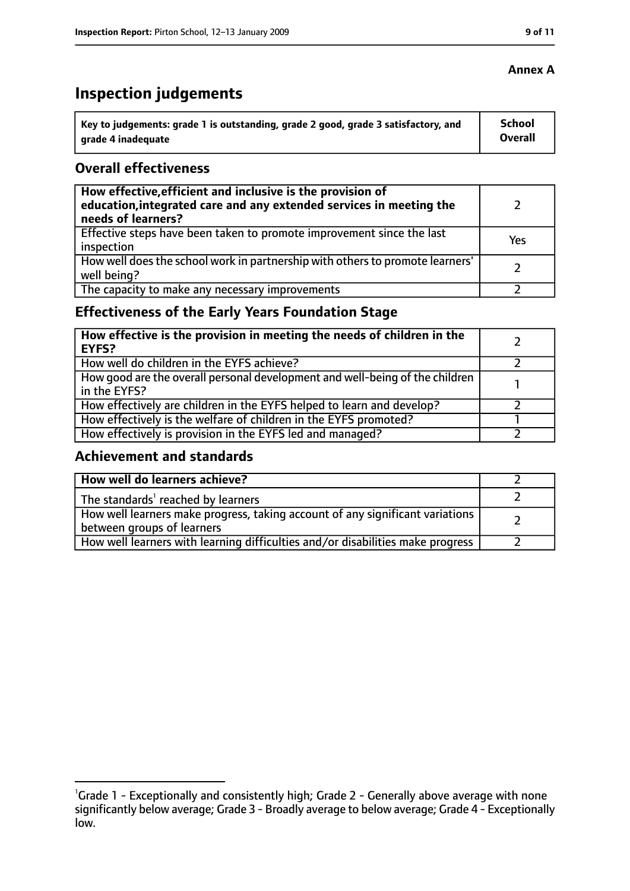**Annex A**

# Inspection judgements

| Key to judgements: grade 1 is outstanding, grade 2 good, grade 3 satisfactory, and grade 4 inadequate | School Overall |
|---|---|

## Overall effectiveness

| | |
|---|---|
| **How effective, efficient and inclusive is the provision of education, integrated care and any extended services in meeting the needs of learners?** | 2 |
| Effective steps have been taken to promote improvement since the last inspection | Yes |
| How well does the school work in partnership with others to promote learners' well being? | 2 |
| The capacity to make any necessary improvements | 2 |

## Effectiveness of the Early Years Foundation Stage

| | |
|---|---|
| **How effective is the provision in meeting the needs of children in the EYFS?** | 2 |
| How well do children in the EYFS achieve? | 2 |
| How good are the overall personal development and well-being of the children in the EYFS? | 1 |
| How effectively are children in the EYFS helped to learn and develop? | 2 |
| How effectively is the welfare of children in the EYFS promoted? | 1 |
| How effectively is provision in the EYFS led and managed? | 2 |

## Achievement and standards

| | |
|---|---|
| **How well do learners achieve?** | 2 |
| The standards[1] reached by learners | 2 |
| How well learners make progress, taking account of any significant variations between groups of learners | 2 |
| How well learners with learning difficulties and/or disabilities make progress | 2 |

[1]Grade 1 - Exceptionally and consistently high; Grade 2 - Generally above average with none significantly below average; Grade 3 - Broadly average to below average; Grade 4 - Exceptionally low.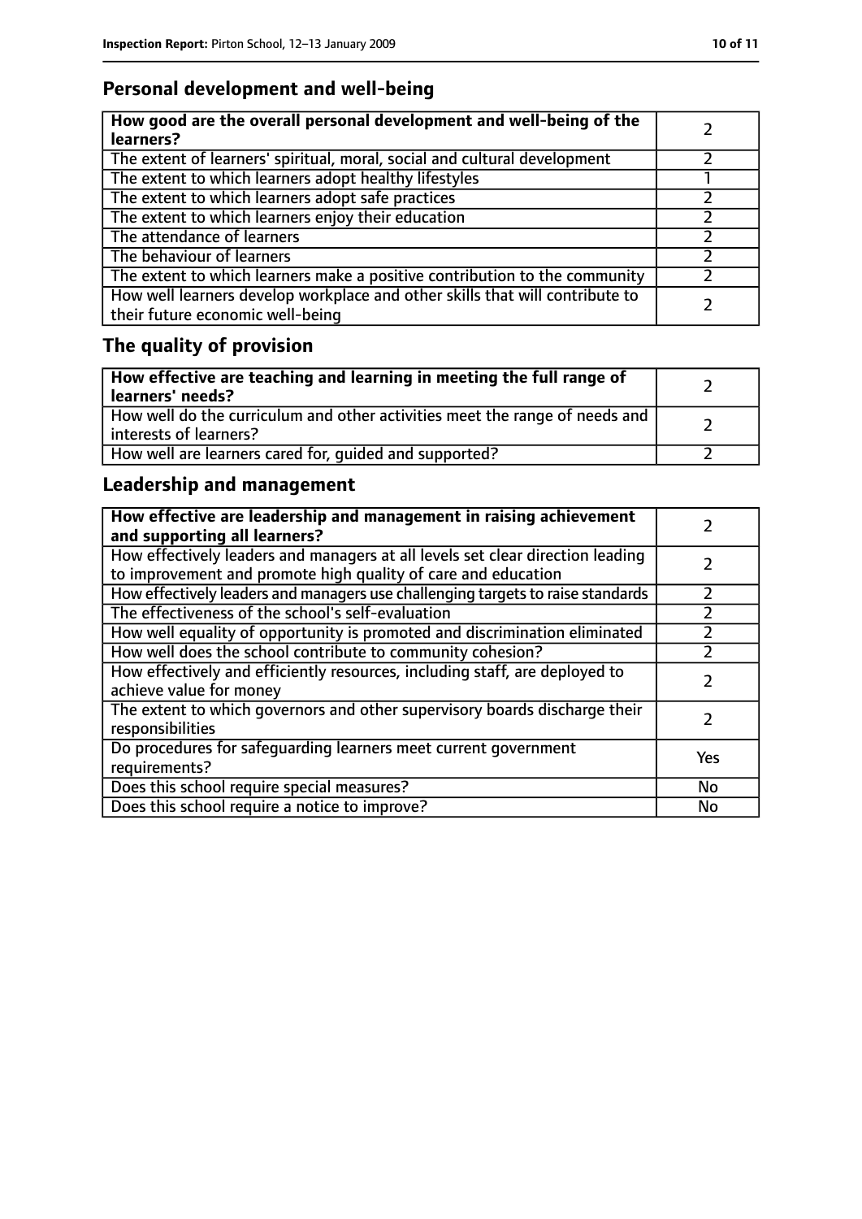## Personal development and well-being

| How good are the overall personal development and well-being of the learners? | 2 |
| --- | --- |
| The extent of learners' spiritual, moral, social and cultural development | 2 |
| The extent to which learners adopt healthy lifestyles | 1 |
| The extent to which learners adopt safe practices | 2 |
| The extent to which learners enjoy their education | 2 |
| The attendance of learners | 2 |
| The behaviour of learners | 2 |
| The extent to which learners make a positive contribution to the community | 2 |
| How well learners develop workplace and other skills that will contribute to their future economic well-being | 2 |

## The quality of provision

| How effective are teaching and learning in meeting the full range of learners' needs? | 2 |
| --- | --- |
| How well do the curriculum and other activities meet the range of needs and interests of learners? | 2 |
| How well are learners cared for, guided and supported? | 2 |

## Leadership and management

| How effective are leadership and management in raising achievement and supporting all learners? | 2 |
| --- | --- |
| How effectively leaders and managers at all levels set clear direction leading to improvement and promote high quality of care and education | 2 |
| How effectively leaders and managers use challenging targets to raise standards | 2 |
| The effectiveness of the school's self-evaluation | 2 |
| How well equality of opportunity is promoted and discrimination eliminated | 2 |
| How well does the school contribute to community cohesion? | 2 |
| How effectively and efficiently resources, including staff, are deployed to achieve value for money | 2 |
| The extent to which governors and other supervisory boards discharge their responsibilities | 2 |
| Do procedures for safeguarding learners meet current government requirements? | Yes |
| Does this school require special measures? | No |
| Does this school require a notice to improve? | No |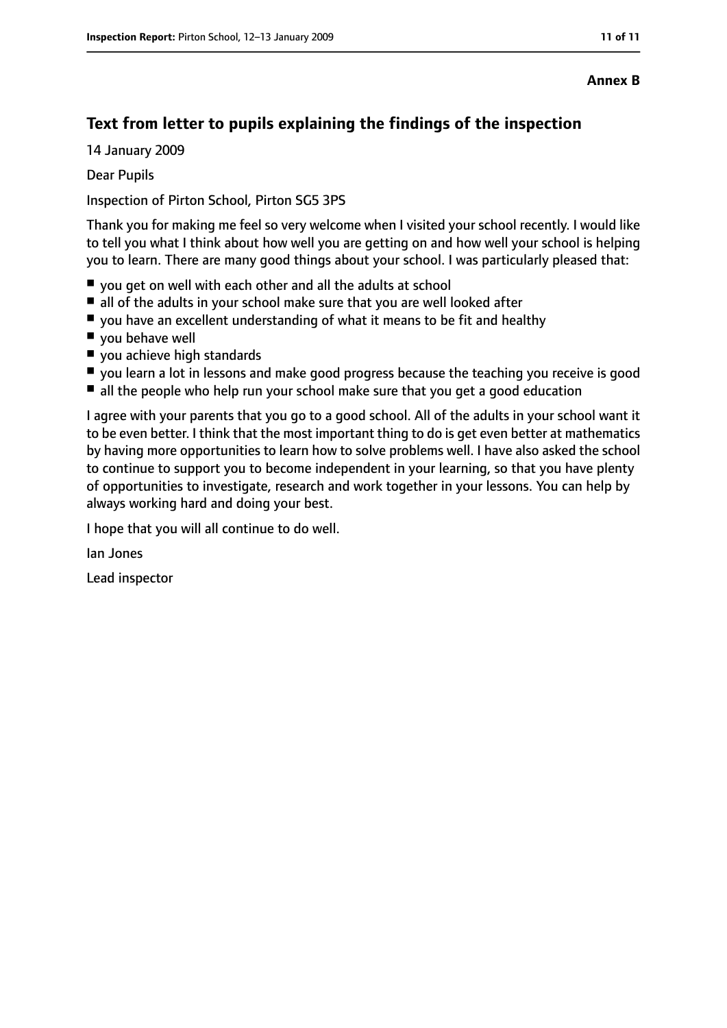**Annex B**

## Text from letter to pupils explaining the findings of the inspection

14 January 2009

Dear Pupils

Inspection of Pirton School, Pirton SG5 3PS

Thank you for making me feel so very welcome when I visited your school recently. I would like to tell you what I think about how well you are getting on and how well your school is helping you to learn. There are many good things about your school. I was particularly pleased that:

- you get on well with each other and all the adults at school
- all of the adults in your school make sure that you are well looked after
- you have an excellent understanding of what it means to be fit and healthy
- you behave well
- you achieve high standards
- you learn a lot in lessons and make good progress because the teaching you receive is good
- all the people who help run your school make sure that you get a good education

I agree with your parents that you go to a good school. All of the adults in your school want it to be even better. I think that the most important thing to do is get even better at mathematics by having more opportunities to learn how to solve problems well. I have also asked the school to continue to support you to become independent in your learning, so that you have plenty of opportunities to investigate, research and work together in your lessons. You can help by always working hard and doing your best.

I hope that you will all continue to do well.

Ian Jones

Lead inspector